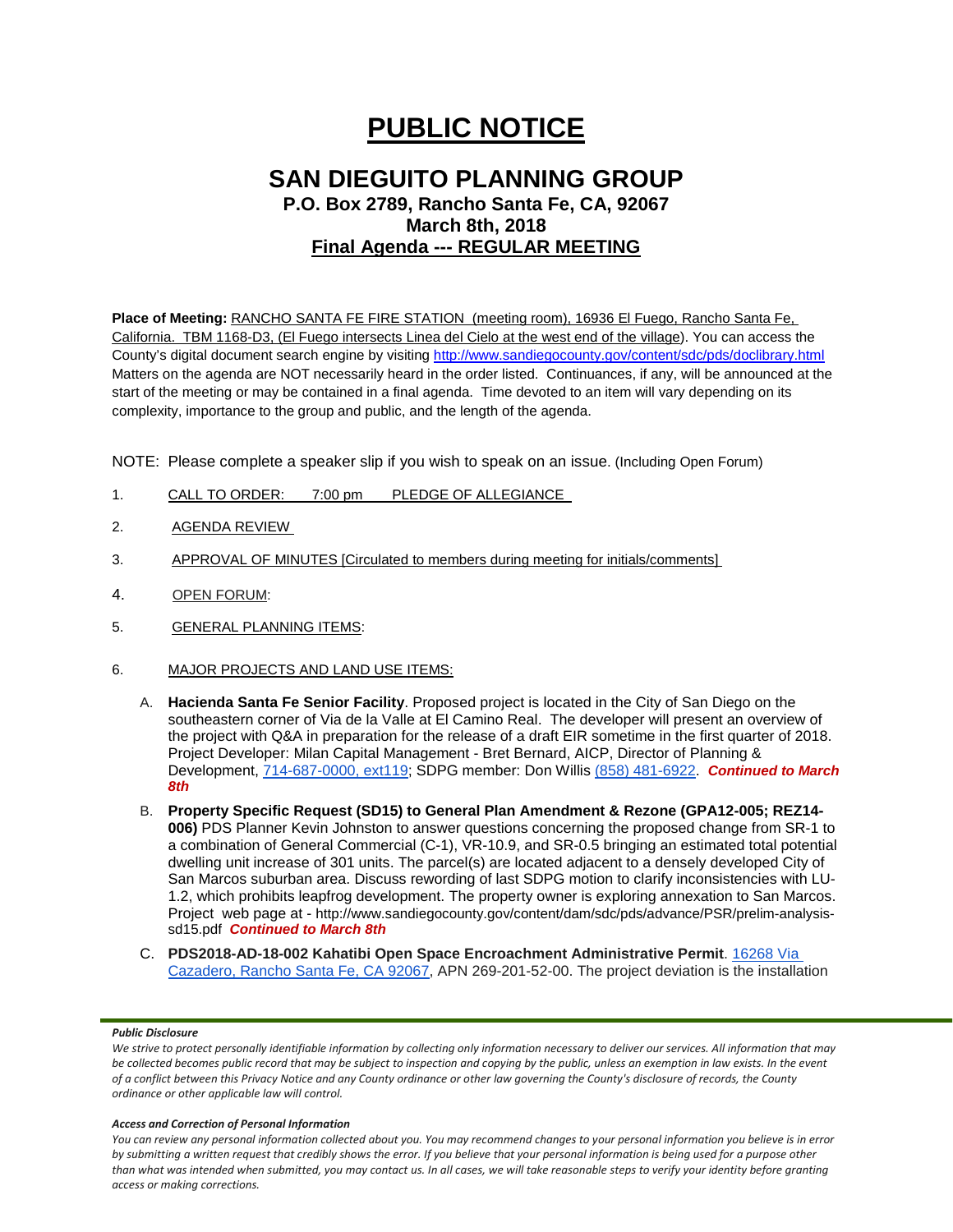# PUBLIC NOTICE

## SAN DIEGUITO PLANNING GROUP

### P.O. Box 2789, Rancho Santa Fe, CA, 92067

### March 8th, 2018

### Final Agenda --- REGULAR MEETING

**Place of Meeting:** RANCHO SANTA FE FIRE STATION (meeting room), 16936 El Fuego, Rancho Santa Fe, California. TBM 1168-D3, (El Fuego intersects Linea del Cielo at the west end of the village). You can access the County's digital document search engine by visiting http://www.sandiegocounty.gov/content/sdc/pds/doclibrary.html Matters on the agenda are NOT necessarily heard in the order listed. Continuances, if any, will be announced at the start of the meeting or may be contained in a final agenda. Time devoted to an item will vary depending on its complexity, importance to the group and public, and the length of the agenda.

NOTE: Please complete a speaker slip if you wish to speak on an issue. (Including Open Forum)

1. CALL TO ORDER: 7:00 pm PLEDGE OF ALLEGIANCE
2. AGENDA REVIEW
3. APPROVAL OF MINUTES [Circulated to members during meeting for initials/comments]
4. OPEN FORUM:
5. GENERAL PLANNING ITEMS:
6. MAJOR PROJECTS AND LAND USE ITEMS:

   A. **Hacienda Santa Fe Senior Facility**. Proposed project is located in the City of San Diego on the southeastern corner of Via de la Valle at El Camino Real. The developer will present an overview of the project with Q&A in preparation for the release of a draft EIR sometime in the first quarter of 2018. Project Developer: Milan Capital Management - Bret Bernard, AICP, Director of Planning & Development, 714-687-0000, ext119; SDPG member: Don Willis (858) 481-6922. ***Continued to March 8th***

   B. **Property Specific Request (SD15) to General Plan Amendment & Rezone (GPA12-005; REZ14-006)** PDS Planner Kevin Johnston to answer questions concerning the proposed change from SR-1 to a combination of General Commercial (C-1), VR-10.9, and SR-0.5 bringing an estimated total potential dwelling unit increase of 301 units. The parcel(s) are located adjacent to a densely developed City of San Marcos suburban area. Discuss rewording of last SDPG motion to clarify inconsistencies with LU-1.2, which prohibits leapfrog development. The property owner is exploring annexation to San Marcos. Project web page at - http://www.sandiegocounty.gov/content/dam/sdc/pds/advance/PSR/prelim-analysis-sd15.pdf ***Continued to March 8th***

   C. **PDS2018-AD-18-002 Kahatibi Open Space Encroachment Administrative Permit**. 16268 Via Cazadero, Rancho Santa Fe, CA 92067, APN 269-201-52-00. The project deviation is the installation

***Public Disclosure***

*We strive to protect personally identifiable information by collecting only information necessary to deliver our services. All information that may be collected becomes public record that may be subject to inspection and copying by the public, unless an exemption in law exists. In the event of a conflict between this Privacy Notice and any County ordinance or other law governing the County's disclosure of records, the County ordinance or other applicable law will control.*

***Access and Correction of Personal Information***

*You can review any personal information collected about you. You may recommend changes to your personal information you believe is in error by submitting a written request that credibly shows the error. If you believe that your personal information is being used for a purpose other than what was intended when submitted, you may contact us. In all cases, we will take reasonable steps to verify your identity before granting access or making corrections.*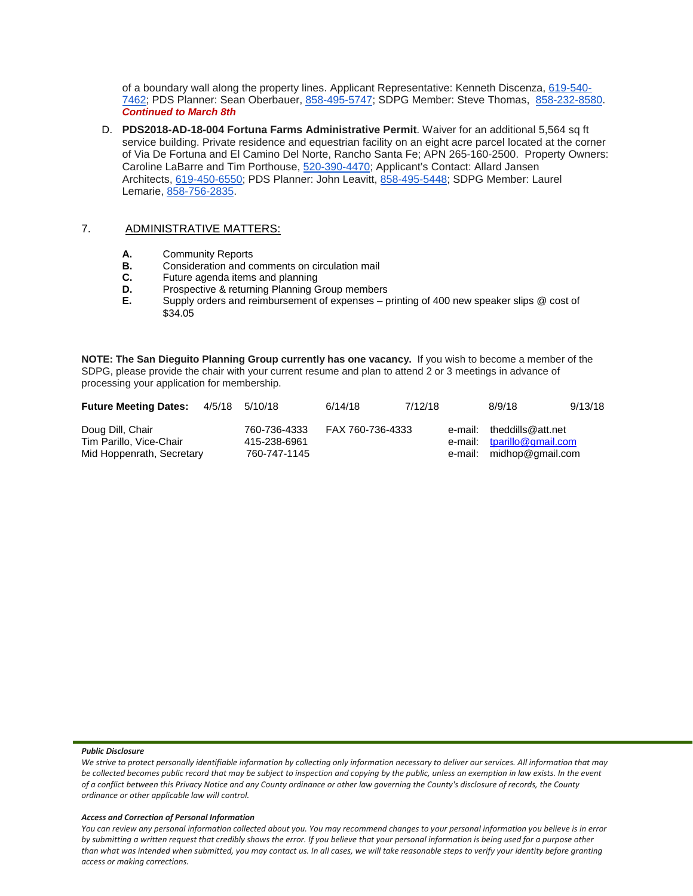of a boundary wall along the property lines. Applicant Representative: Kenneth Discenza, 619-540-7462; PDS Planner: Sean Oberbauer, 858-495-5747; SDPG Member: Steve Thomas, 858-232-8580. ***Continued to March 8th***

D. **PDS2018-AD-18-004 Fortuna Farms Administrative Permit**. Waiver for an additional 5,564 sq ft service building. Private residence and equestrian facility on an eight acre parcel located at the corner of Via De Fortuna and El Camino Del Norte, Rancho Santa Fe; APN 265-160-2500. Property Owners: Caroline LaBarre and Tim Porthouse, 520-390-4470; Applicant's Contact: Allard Jansen Architects, 619-450-6550; PDS Planner: John Leavitt, 858-495-5448; SDPG Member: Laurel Lemarie, 858-756-2835.

7. ADMINISTRATIVE MATTERS:

**A.** Community Reports
**B.** Consideration and comments on circulation mail
**C.** Future agenda items and planning
**D.** Prospective & returning Planning Group members
**E.** Supply orders and reimbursement of expenses – printing of 400 new speaker slips @ cost of $34.05

**NOTE: The San Dieguito Planning Group currently has one vacancy.** If you wish to become a member of the SDPG, please provide the chair with your current resume and plan to attend 2 or 3 meetings in advance of processing your application for membership.

**Future Meeting Dates:** 4/5/18 5/10/18 6/14/18 7/12/18 8/9/18 9/13/18

| | | | |
|---|---|---|---|
| Doug Dill, Chair | 760-736-4333 | FAX 760-736-4333 | e-mail: theddills@att.net |
| Tim Parillo, Vice-Chair | 415-238-6961 | | e-mail: tparillo@gmail.com |
| Mid Hoppenrath, Secretary | 760-747-1145 | | e-mail: midhop@gmail.com |

***Public Disclosure***

*We strive to protect personally identifiable information by collecting only information necessary to deliver our services. All information that may be collected becomes public record that may be subject to inspection and copying by the public, unless an exemption in law exists. In the event of a conflict between this Privacy Notice and any County ordinance or other law governing the County's disclosure of records, the County ordinance or other applicable law will control.*

***Access and Correction of Personal Information***

*You can review any personal information collected about you. You may recommend changes to your personal information you believe is in error by submitting a written request that credibly shows the error. If you believe that your personal information is being used for a purpose other than what was intended when submitted, you may contact us. In all cases, we will take reasonable steps to verify your identity before granting access or making corrections.*